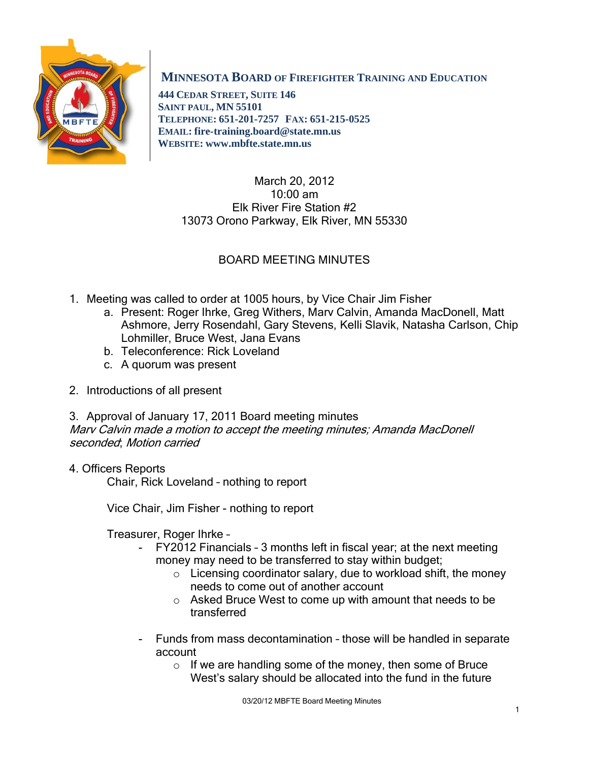**MINNESOTA BOARD OF FIREFIGHTER TRAINING AND EDUCATION**

**444 CEDAR STREET, SUITE 146**
**SAINT PAUL, MN 55101**
**TELEPHONE: 651-201-7257 FAX: 651-215-0525**
**EMAIL: fire-training.board@state.mn.us**
**WEBSITE: www.mbfte.state.mn.us**

March 20, 2012
10:00 am
Elk River Fire Station #2
13073 Orono Parkway, Elk River, MN 55330

# BOARD MEETING MINUTES

1. Meeting was called to order at 1005 hours, by Vice Chair Jim Fisher
   a. Present: Roger Ihrke, Greg Withers, Marv Calvin, Amanda MacDonell, Matt Ashmore, Jerry Rosendahl, Gary Stevens, Kelli Slavik, Natasha Carlson, Chip Lohmiller, Bruce West, Jana Evans
   b. Teleconference: Rick Loveland
   c. A quorum was present

2. Introductions of all present

3. Approval of January 17, 2011 Board meeting minutes
*Marv Calvin made a motion to accept the meeting minutes; Amanda MacDonell seconded; Motion carried*

4. Officers Reports

Chair, Rick Loveland – nothing to report

Vice Chair, Jim Fisher - nothing to report

Treasurer, Roger Ihrke –

- FY2012 Financials – 3 months left in fiscal year; at the next meeting money may need to be transferred to stay within budget;
  - Licensing coordinator salary, due to workload shift, the money needs to come out of another account
  - Asked Bruce West to come up with amount that needs to be transferred

- Funds from mass decontamination – those will be handled in separate account
  - If we are handling some of the money, then some of Bruce West's salary should be allocated into the fund in the future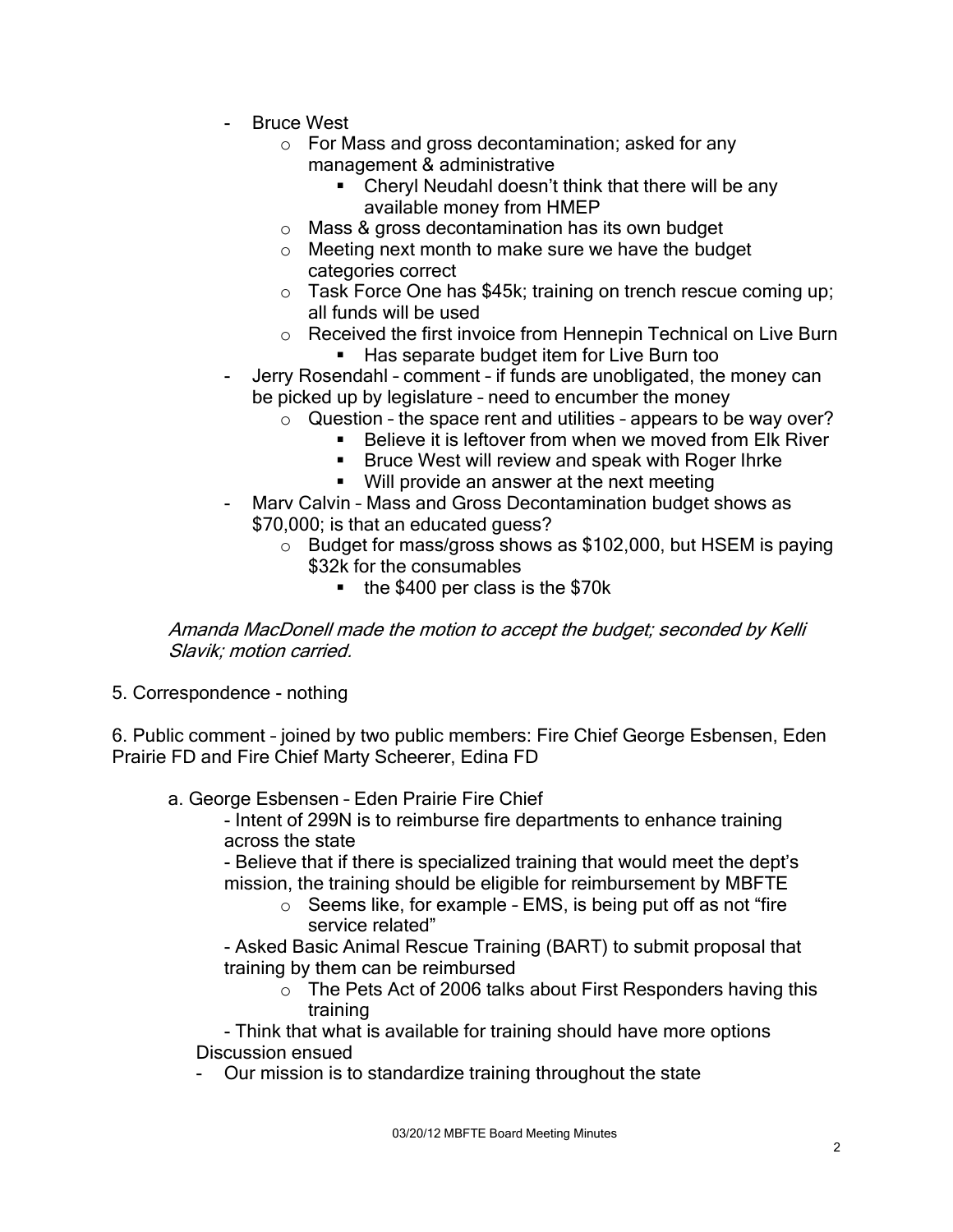- Bruce West
    - For Mass and gross decontamination; asked for any management & administrative
        - Cheryl Neudahl doesn't think that there will be any available money from HMEP
    - Mass & gross decontamination has its own budget
    - Meeting next month to make sure we have the budget categories correct
    - Task Force One has $45k; training on trench rescue coming up; all funds will be used
    - Received the first invoice from Hennepin Technical on Live Burn
        - Has separate budget item for Live Burn too
- Jerry Rosendahl – comment – if funds are unobligated, the money can be picked up by legislature – need to encumber the money
    - Question – the space rent and utilities – appears to be way over?
        - Believe it is leftover from when we moved from Elk River
        - Bruce West will review and speak with Roger Ihrke
        - Will provide an answer at the next meeting
- Marv Calvin – Mass and Gross Decontamination budget shows as $70,000; is that an educated guess?
    - Budget for mass/gross shows as $102,000, but HSEM is paying $32k for the consumables
        - the $400 per class is the $70k

*Amanda MacDonell made the motion to accept the budget; seconded by Kelli Slavik; motion carried.*

5. Correspondence - nothing

6. Public comment – joined by two public members: Fire Chief George Esbensen, Eden Prairie FD and Fire Chief Marty Scheerer, Edina FD

a. George Esbensen – Eden Prairie Fire Chief

- Intent of 299N is to reimburse fire departments to enhance training across the state
- Believe that if there is specialized training that would meet the dept's mission, the training should be eligible for reimbursement by MBFTE
    - Seems like, for example – EMS, is being put off as not "fire service related"
- Asked Basic Animal Rescue Training (BART) to submit proposal that training by them can be reimbursed
    - The Pets Act of 2006 talks about First Responders having this training
- Think that what is available for training should have more options

Discussion ensued

- Our mission is to standardize training throughout the state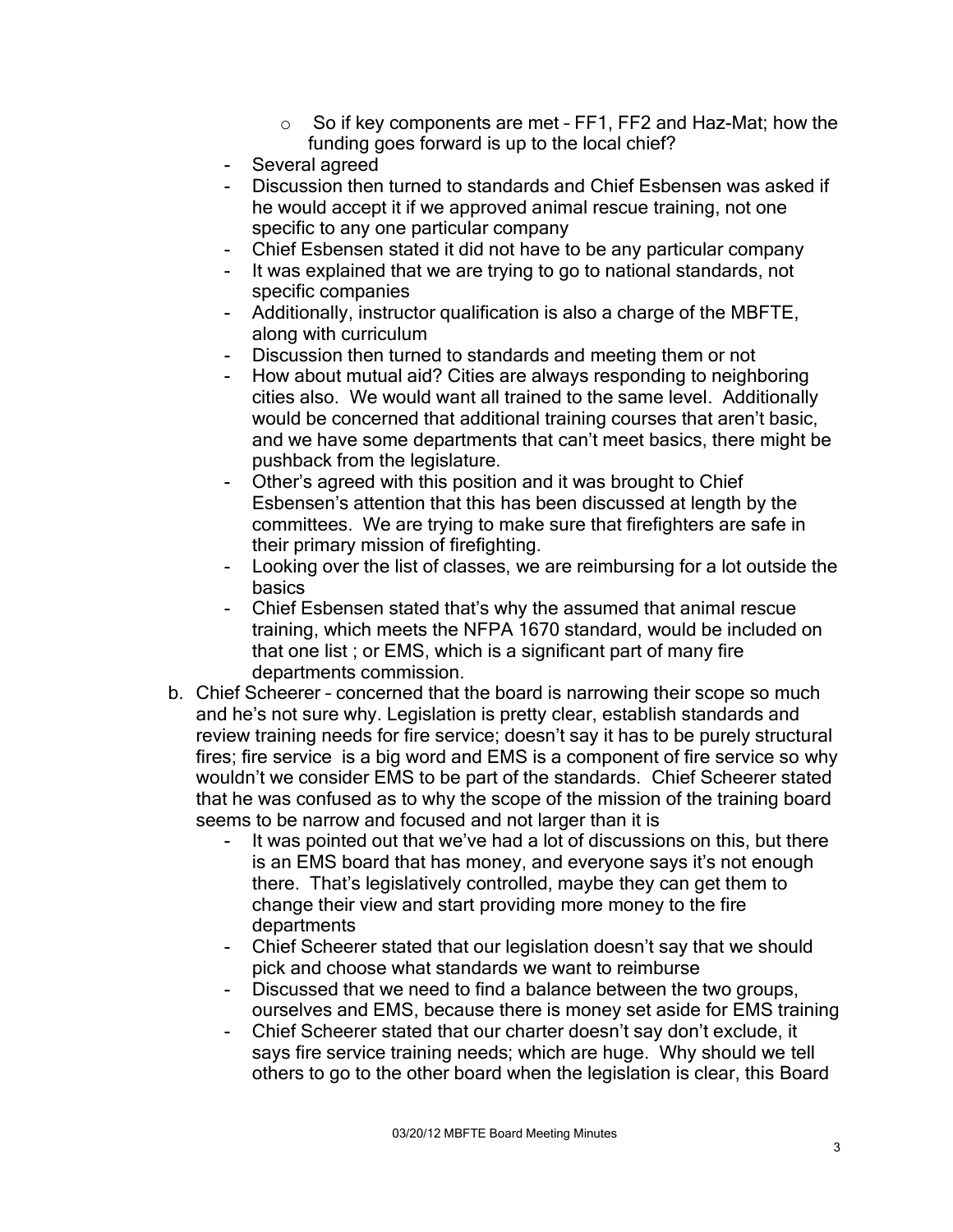- So if key components are met – FF1, FF2 and Haz-Mat; how the funding goes forward is up to the local chief?
- Several agreed
- Discussion then turned to standards and Chief Esbensen was asked if he would accept it if we approved animal rescue training, not one specific to any one particular company
- Chief Esbensen stated it did not have to be any particular company
- It was explained that we are trying to go to national standards, not specific companies
- Additionally, instructor qualification is also a charge of the MBFTE, along with curriculum
- Discussion then turned to standards and meeting them or not
- How about mutual aid? Cities are always responding to neighboring cities also. We would want all trained to the same level. Additionally would be concerned that additional training courses that aren't basic, and we have some departments that can't meet basics, there might be pushback from the legislature.
- Other's agreed with this position and it was brought to Chief Esbensen's attention that this has been discussed at length by the committees. We are trying to make sure that firefighters are safe in their primary mission of firefighting.
- Looking over the list of classes, we are reimbursing for a lot outside the basics
- Chief Esbensen stated that's why the assumed that animal rescue training, which meets the NFPA 1670 standard, would be included on that one list ; or EMS, which is a significant part of many fire departments commission.

b. Chief Scheerer – concerned that the board is narrowing their scope so much and he's not sure why. Legislation is pretty clear, establish standards and review training needs for fire service; doesn't say it has to be purely structural fires; fire service is a big word and EMS is a component of fire service so why wouldn't we consider EMS to be part of the standards. Chief Scheerer stated that he was confused as to why the scope of the mission of the training board seems to be narrow and focused and not larger than it is
   - It was pointed out that we've had a lot of discussions on this, but there is an EMS board that has money, and everyone says it's not enough there. That's legislatively controlled, maybe they can get them to change their view and start providing more money to the fire departments
   - Chief Scheerer stated that our legislation doesn't say that we should pick and choose what standards we want to reimburse
   - Discussed that we need to find a balance between the two groups, ourselves and EMS, because there is money set aside for EMS training
   - Chief Scheerer stated that our charter doesn't say don't exclude, it says fire service training needs; which are huge. Why should we tell others to go to the other board when the legislation is clear, this Board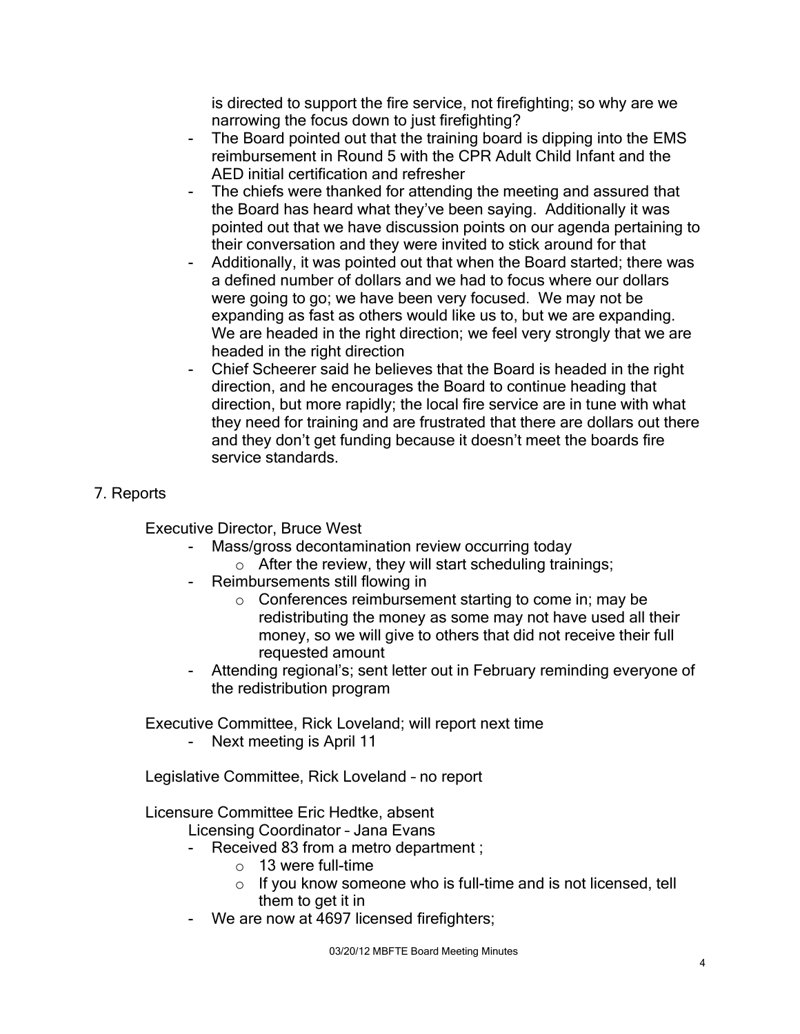is directed to support the fire service, not firefighting; so why are we narrowing the focus down to just firefighting?

- The Board pointed out that the training board is dipping into the EMS reimbursement in Round 5 with the CPR Adult Child Infant and the AED initial certification and refresher
- The chiefs were thanked for attending the meeting and assured that the Board has heard what they've been saying. Additionally it was pointed out that we have discussion points on our agenda pertaining to their conversation and they were invited to stick around for that
- Additionally, it was pointed out that when the Board started; there was a defined number of dollars and we had to focus where our dollars were going to go; we have been very focused. We may not be expanding as fast as others would like us to, but we are expanding. We are headed in the right direction; we feel very strongly that we are headed in the right direction
- Chief Scheerer said he believes that the Board is headed in the right direction, and he encourages the Board to continue heading that direction, but more rapidly; the local fire service are in tune with what they need for training and are frustrated that there are dollars out there and they don't get funding because it doesn't meet the boards fire service standards.

7. Reports

Executive Director, Bruce West

- Mass/gross decontamination review occurring today
  - After the review, they will start scheduling trainings;
- Reimbursements still flowing in
  - Conferences reimbursement starting to come in; may be redistributing the money as some may not have used all their money, so we will give to others that did not receive their full requested amount
- Attending regional's; sent letter out in February reminding everyone of the redistribution program

Executive Committee, Rick Loveland; will report next time

- Next meeting is April 11

Legislative Committee, Rick Loveland – no report

Licensure Committee Eric Hedtke, absent

Licensing Coordinator – Jana Evans

- Received 83 from a metro department ;
  - 13 were full-time
  - If you know someone who is full-time and is not licensed, tell them to get it in
- We are now at 4697 licensed firefighters;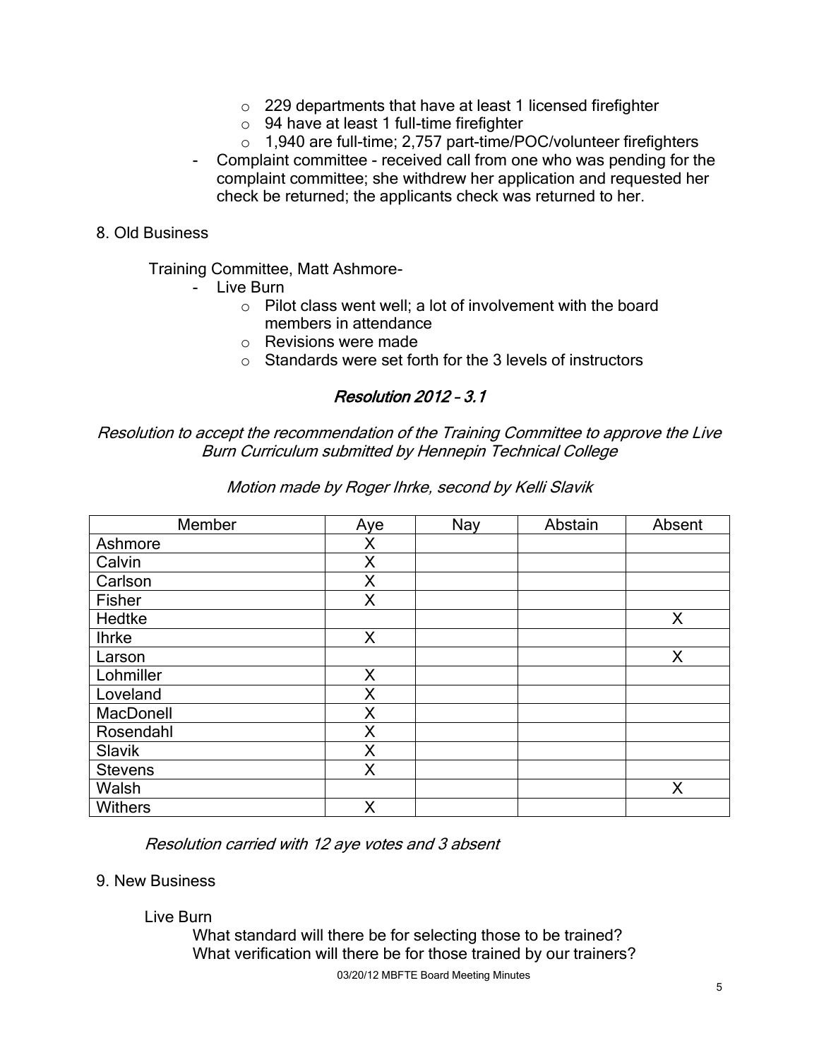- 229 departments that have at least 1 licensed firefighter
    - 94 have at least 1 full-time firefighter
    - 1,940 are full-time; 2,757 part-time/POC/volunteer firefighters
- Complaint committee - received call from one who was pending for the complaint committee; she withdrew her application and requested her check be returned; the applicants check was returned to her.

8. Old Business

Training Committee, Matt Ashmore-

- Live Burn
    - Pilot class went well; a lot of involvement with the board members in attendance
    - Revisions were made
    - Standards were set forth for the 3 levels of instructors

### *Resolution 2012 – 3.1*

*Resolution to accept the recommendation of the Training Committee to approve the Live Burn Curriculum submitted by Hennepin Technical College*

*Motion made by Roger Ihrke, second by Kelli Slavik*

| Member | Aye | Nay | Abstain | Absent |
|---|---|---|---|---|
| Ashmore | X | | | |
| Calvin | X | | | |
| Carlson | X | | | |
| Fisher | X | | | |
| Hedtke | | | | X |
| Ihrke | X | | | |
| Larson | | | | X |
| Lohmiller | X | | | |
| Loveland | X | | | |
| MacDonell | X | | | |
| Rosendahl | X | | | |
| Slavik | X | | | |
| Stevens | X | | | |
| Walsh | | | | X |
| Withers | X | | | |

*Resolution carried with 12 aye votes and 3 absent*

9. New Business

Live Burn

What standard will there be for selecting those to be trained?
What verification will there be for those trained by our trainers?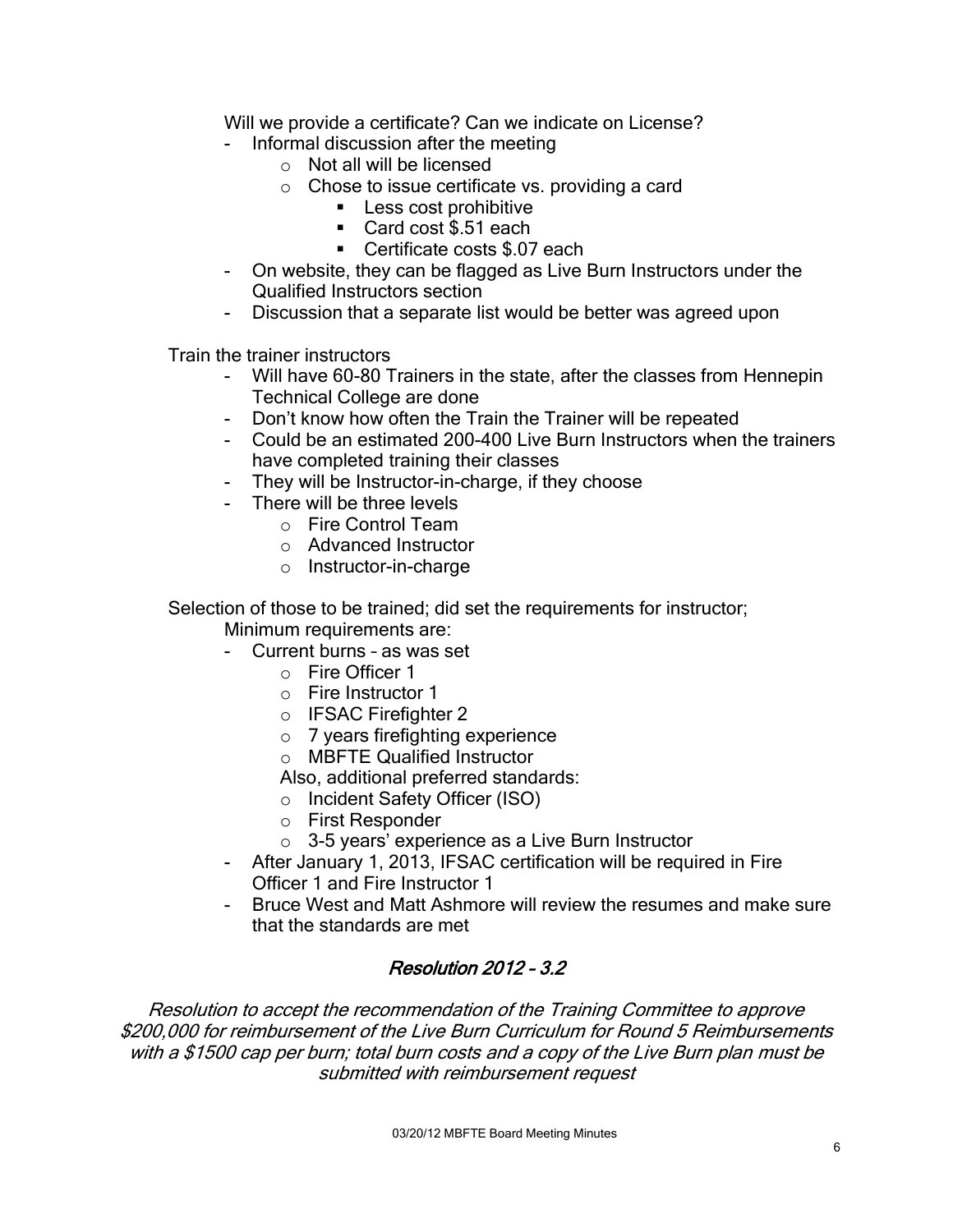Will we provide a certificate? Can we indicate on License?

- Informal discussion after the meeting
  - Not all will be licensed
  - Chose to issue certificate vs. providing a card
    - Less cost prohibitive
    - Card cost $.51 each
    - Certificate costs $.07 each
- On website, they can be flagged as Live Burn Instructors under the Qualified Instructors section
- Discussion that a separate list would be better was agreed upon

Train the trainer instructors

- Will have 60-80 Trainers in the state, after the classes from Hennepin Technical College are done
- Don't know how often the Train the Trainer will be repeated
- Could be an estimated 200-400 Live Burn Instructors when the trainers have completed training their classes
- They will be Instructor-in-charge, if they choose
- There will be three levels
  - Fire Control Team
  - Advanced Instructor
  - Instructor-in-charge

Selection of those to be trained; did set the requirements for instructor; Minimum requirements are:

- Current burns – as was set
  - Fire Officer 1
  - Fire Instructor 1
  - IFSAC Firefighter 2
  - 7 years firefighting experience
  - MBFTE Qualified Instructor

  Also, additional preferred standards:
  - Incident Safety Officer (ISO)
  - First Responder
  - 3-5 years' experience as a Live Burn Instructor
- After January 1, 2013, IFSAC certification will be required in Fire Officer 1 and Fire Instructor 1
- Bruce West and Matt Ashmore will review the resumes and make sure that the standards are met

## *Resolution 2012 – 3.2*

*Resolution to accept the recommendation of the Training Committee to approve $200,000 for reimbursement of the Live Burn Curriculum for Round 5 Reimbursements with a $1500 cap per burn; total burn costs and a copy of the Live Burn plan must be submitted with reimbursement request*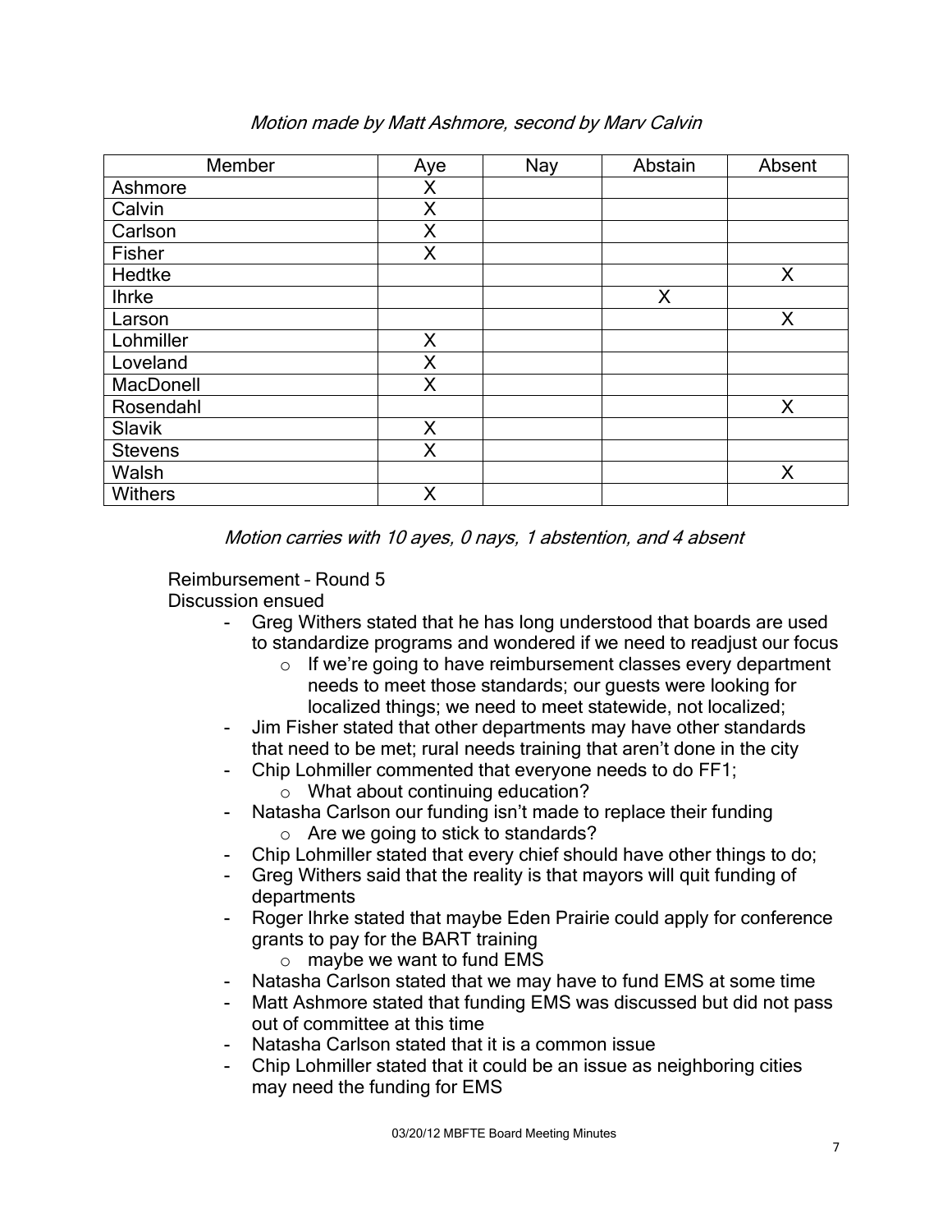*Motion made by Matt Ashmore, second by Marv Calvin*

| Member | Aye | Nay | Abstain | Absent |
|---|---|---|---|---|
| Ashmore | X | | | |
| Calvin | X | | | |
| Carlson | X | | | |
| Fisher | X | | | |
| Hedtke | | | | X |
| Ihrke | | | X | |
| Larson | | | | X |
| Lohmiller | X | | | |
| Loveland | X | | | |
| MacDonell | X | | | |
| Rosendahl | | | | X |
| Slavik | X | | | |
| Stevens | X | | | |
| Walsh | | | | X |
| Withers | X | | | |

*Motion carries with 10 ayes, 0 nays, 1 abstention, and 4 absent*

Reimbursement – Round 5
Discussion ensued

- Greg Withers stated that he has long understood that boards are used to standardize programs and wondered if we need to readjust our focus
  - If we're going to have reimbursement classes every department needs to meet those standards; our guests were looking for localized things; we need to meet statewide, not localized;
- Jim Fisher stated that other departments may have other standards that need to be met; rural needs training that aren't done in the city
- Chip Lohmiller commented that everyone needs to do FF1;
  - What about continuing education?
- Natasha Carlson our funding isn't made to replace their funding
  - Are we going to stick to standards?
- Chip Lohmiller stated that every chief should have other things to do;
- Greg Withers said that the reality is that mayors will quit funding of departments
- Roger Ihrke stated that maybe Eden Prairie could apply for conference grants to pay for the BART training
  - maybe we want to fund EMS
- Natasha Carlson stated that we may have to fund EMS at some time
- Matt Ashmore stated that funding EMS was discussed but did not pass out of committee at this time
- Natasha Carlson stated that it is a common issue
- Chip Lohmiller stated that it could be an issue as neighboring cities may need the funding for EMS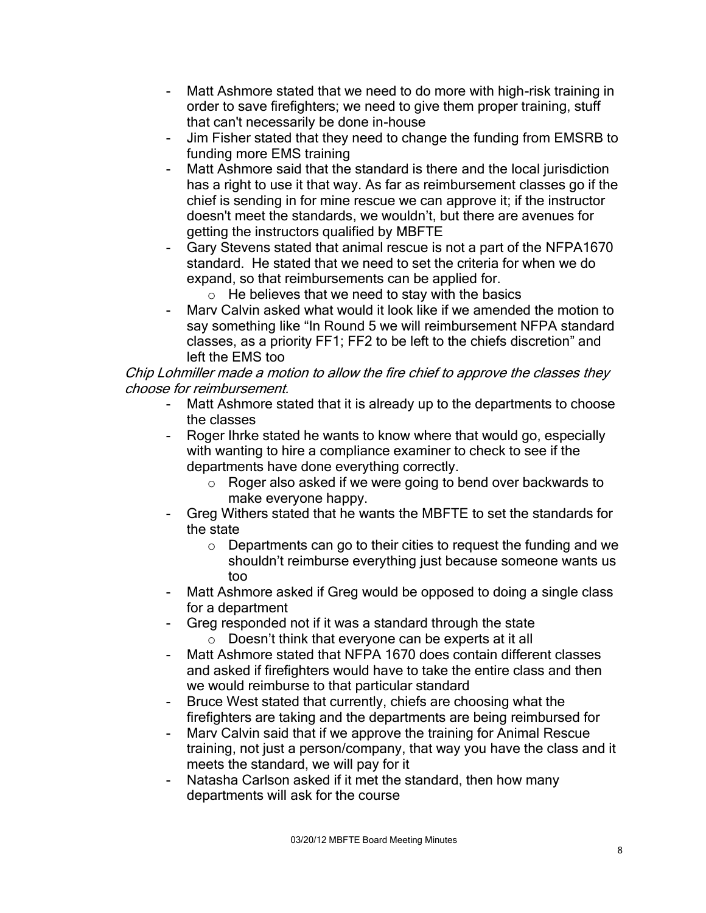- Matt Ashmore stated that we need to do more with high-risk training in order to save firefighters; we need to give them proper training, stuff that can't necessarily be done in-house
- Jim Fisher stated that they need to change the funding from EMSRB to funding more EMS training
- Matt Ashmore said that the standard is there and the local jurisdiction has a right to use it that way. As far as reimbursement classes go if the chief is sending in for mine rescue we can approve it; if the instructor doesn't meet the standards, we wouldn't, but there are avenues for getting the instructors qualified by MBFTE
- Gary Stevens stated that animal rescue is not a part of the NFPA1670 standard. He stated that we need to set the criteria for when we do expand, so that reimbursements can be applied for.
  - He believes that we need to stay with the basics
- Marv Calvin asked what would it look like if we amended the motion to say something like "In Round 5 we will reimbursement NFPA standard classes, as a priority FF1; FF2 to be left to the chiefs discretion" and left the EMS too

*Chip Lohmiller made a motion to allow the fire chief to approve the classes they choose for reimbursement.*

- Matt Ashmore stated that it is already up to the departments to choose the classes
- Roger Ihrke stated he wants to know where that would go, especially with wanting to hire a compliance examiner to check to see if the departments have done everything correctly.
  - Roger also asked if we were going to bend over backwards to make everyone happy.
- Greg Withers stated that he wants the MBFTE to set the standards for the state
  - Departments can go to their cities to request the funding and we shouldn't reimburse everything just because someone wants us too
- Matt Ashmore asked if Greg would be opposed to doing a single class for a department
- Greg responded not if it was a standard through the state
  - Doesn't think that everyone can be experts at it all
- Matt Ashmore stated that NFPA 1670 does contain different classes and asked if firefighters would have to take the entire class and then we would reimburse to that particular standard
- Bruce West stated that currently, chiefs are choosing what the firefighters are taking and the departments are being reimbursed for
- Marv Calvin said that if we approve the training for Animal Rescue training, not just a person/company, that way you have the class and it meets the standard, we will pay for it
- Natasha Carlson asked if it met the standard, then how many departments will ask for the course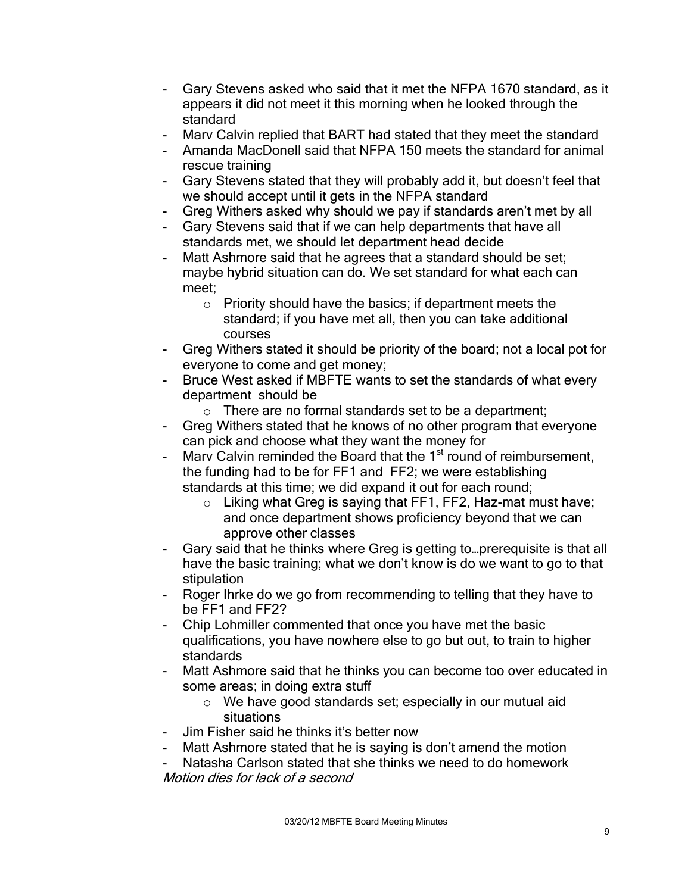- Gary Stevens asked who said that it met the NFPA 1670 standard, as it appears it did not meet it this morning when he looked through the standard
- Marv Calvin replied that BART had stated that they meet the standard
- Amanda MacDonell said that NFPA 150 meets the standard for animal rescue training
- Gary Stevens stated that they will probably add it, but doesn't feel that we should accept until it gets in the NFPA standard
- Greg Withers asked why should we pay if standards aren't met by all
- Gary Stevens said that if we can help departments that have all standards met, we should let department head decide
- Matt Ashmore said that he agrees that a standard should be set; maybe hybrid situation can do. We set standard for what each can meet;
    - Priority should have the basics; if department meets the standard; if you have met all, then you can take additional courses
- Greg Withers stated it should be priority of the board; not a local pot for everyone to come and get money;
- Bruce West asked if MBFTE wants to set the standards of what every department should be
    - There are no formal standards set to be a department;
- Greg Withers stated that he knows of no other program that everyone can pick and choose what they want the money for
- Marv Calvin reminded the Board that the 1st round of reimbursement, the funding had to be for FF1 and FF2; we were establishing standards at this time; we did expand it out for each round;
    - Liking what Greg is saying that FF1, FF2, Haz-mat must have; and once department shows proficiency beyond that we can approve other classes
- Gary said that he thinks where Greg is getting to…prerequisite is that all have the basic training; what we don't know is do we want to go to that stipulation
- Roger Ihrke do we go from recommending to telling that they have to be FF1 and FF2?
- Chip Lohmiller commented that once you have met the basic qualifications, you have nowhere else to go but out, to train to higher standards
- Matt Ashmore said that he thinks you can become too over educated in some areas; in doing extra stuff
    - We have good standards set; especially in our mutual aid situations
- Jim Fisher said he thinks it's better now
- Matt Ashmore stated that he is saying is don't amend the motion
- Natasha Carlson stated that she thinks we need to do homework

*Motion dies for lack of a second*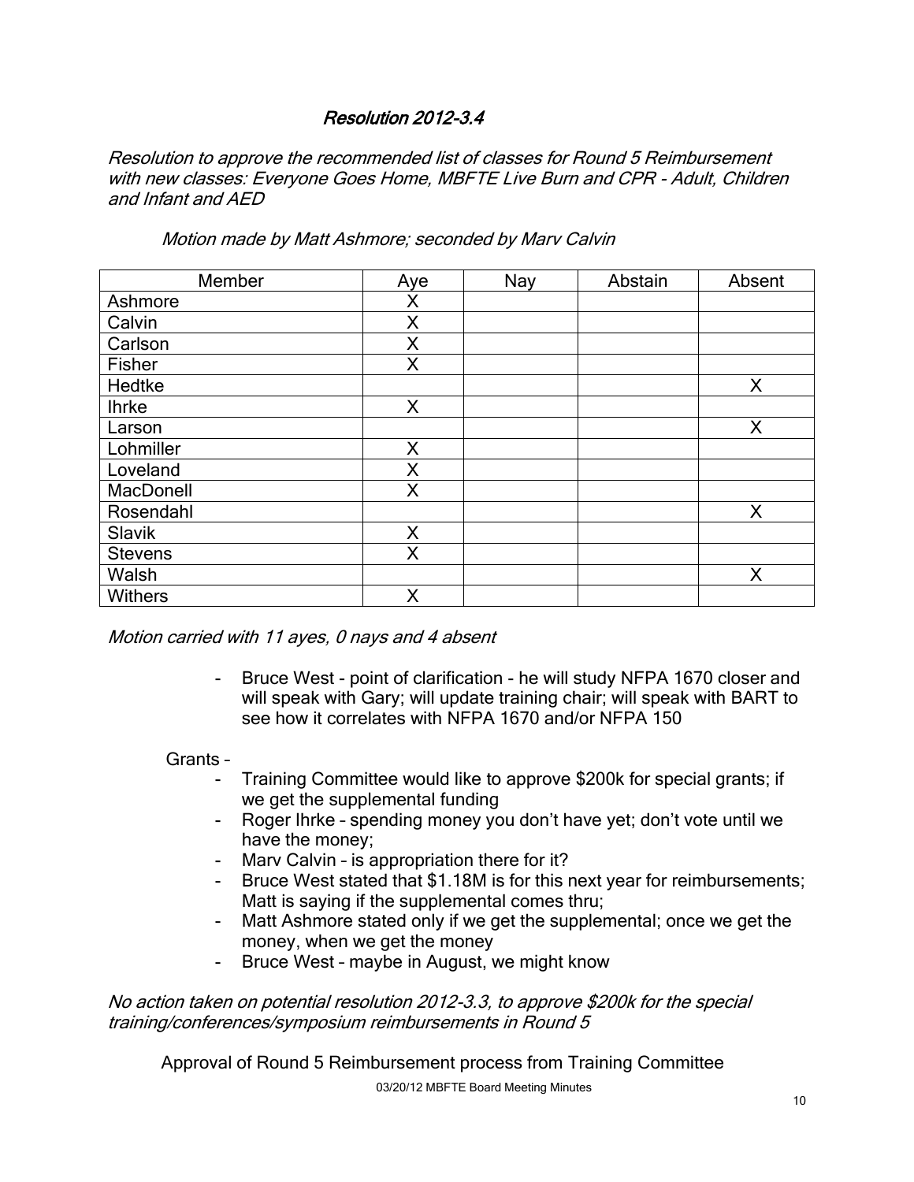### *Resolution 2012-3.4*

*Resolution to approve the recommended list of classes for Round 5 Reimbursement with new classes: Everyone Goes Home, MBFTE Live Burn and CPR - Adult, Children and Infant and AED*

*Motion made by Matt Ashmore; seconded by Marv Calvin*

| Member | Aye | Nay | Abstain | Absent |
|---|---|---|---|---|
| Ashmore | X | | | |
| Calvin | X | | | |
| Carlson | X | | | |
| Fisher | X | | | |
| Hedtke | | | | X |
| Ihrke | X | | | |
| Larson | | | | X |
| Lohmiller | X | | | |
| Loveland | X | | | |
| MacDonell | X | | | |
| Rosendahl | | | | X |
| Slavik | X | | | |
| Stevens | X | | | |
| Walsh | | | | X |
| Withers | X | | | |

*Motion carried with 11 ayes, 0 nays and 4 absent*

- Bruce West – point of clarification – he will study NFPA 1670 closer and will speak with Gary; will update training chair; will speak with BART to see how it correlates with NFPA 1670 and/or NFPA 150

Grants –

- Training Committee would like to approve $200k for special grants; if we get the supplemental funding
- Roger Ihrke – spending money you don't have yet; don't vote until we have the money;
- Marv Calvin – is appropriation there for it?
- Bruce West stated that $1.18M is for this next year for reimbursements; Matt is saying if the supplemental comes thru;
- Matt Ashmore stated only if we get the supplemental; once we get the money, when we get the money
- Bruce West – maybe in August, we might know

*No action taken on potential resolution 2012-3.3, to approve $200k for the special training/conferences/symposium reimbursements in Round 5*

Approval of Round 5 Reimbursement process from Training Committee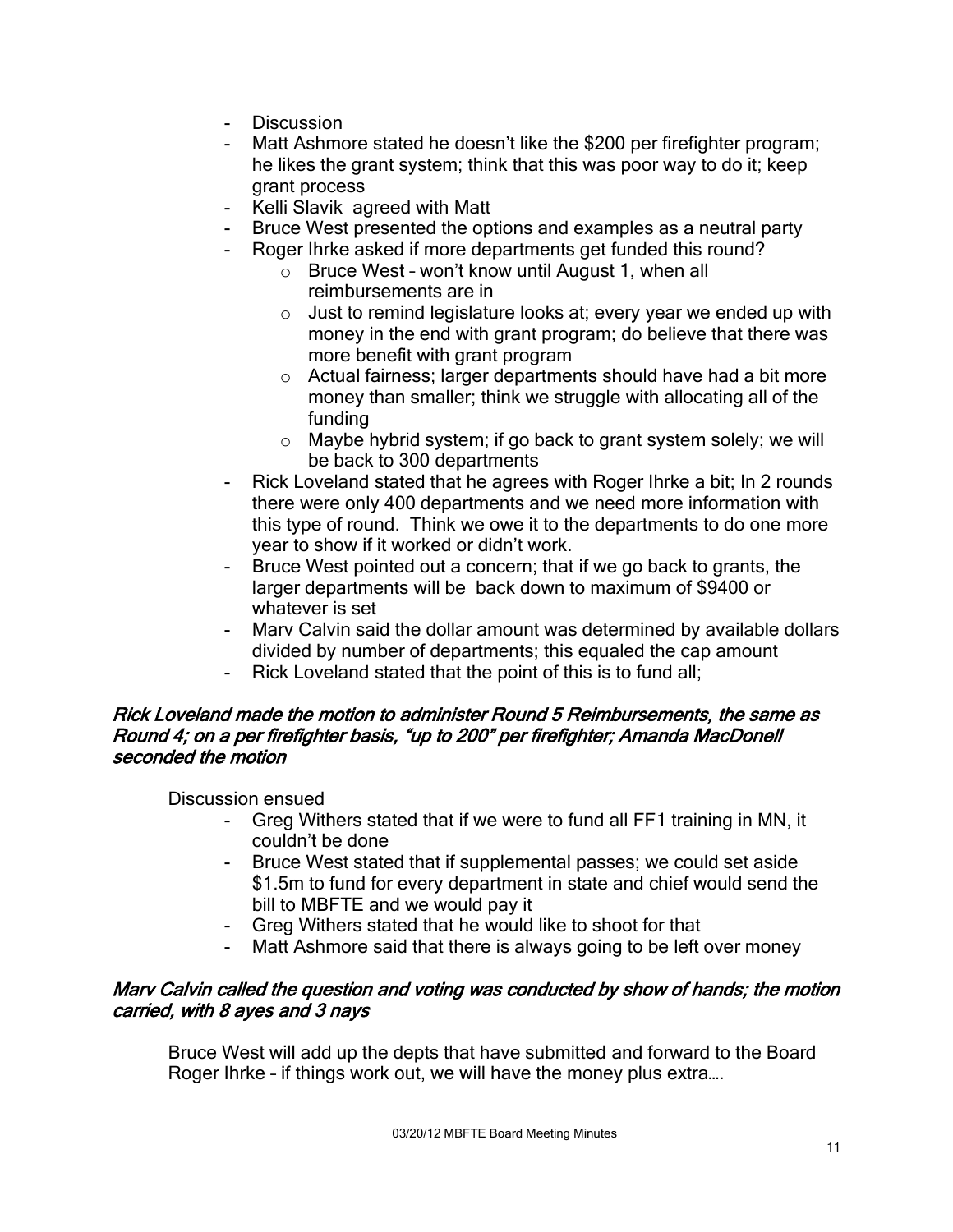- Discussion
- Matt Ashmore stated he doesn't like the $200 per firefighter program; he likes the grant system; think that this was poor way to do it; keep grant process
- Kelli Slavik agreed with Matt
- Bruce West presented the options and examples as a neutral party
- Roger Ihrke asked if more departments get funded this round?
  - Bruce West – won't know until August 1, when all reimbursements are in
  - Just to remind legislature looks at; every year we ended up with money in the end with grant program; do believe that there was more benefit with grant program
  - Actual fairness; larger departments should have had a bit more money than smaller; think we struggle with allocating all of the funding
  - Maybe hybrid system; if go back to grant system solely; we will be back to 300 departments
- Rick Loveland stated that he agrees with Roger Ihrke a bit; In 2 rounds there were only 400 departments and we need more information with this type of round. Think we owe it to the departments to do one more year to show if it worked or didn't work.
- Bruce West pointed out a concern; that if we go back to grants, the larger departments will be back down to maximum of $9400 or whatever is set
- Marv Calvin said the dollar amount was determined by available dollars divided by number of departments; this equaled the cap amount
- Rick Loveland stated that the point of this is to fund all;

*Rick Loveland made the motion to administer Round 5 Reimbursements, the same as Round 4; on a per firefighter basis, "up to 200" per firefighter; Amanda MacDonell seconded the motion*

Discussion ensued

- Greg Withers stated that if we were to fund all FF1 training in MN, it couldn't be done
- Bruce West stated that if supplemental passes; we could set aside $1.5m to fund for every department in state and chief would send the bill to MBFTE and we would pay it
- Greg Withers stated that he would like to shoot for that
- Matt Ashmore said that there is always going to be left over money

*Marv Calvin called the question and voting was conducted by show of hands; the motion carried, with 8 ayes and 3 nays*

Bruce West will add up the depts that have submitted and forward to the Board
Roger Ihrke – if things work out, we will have the money plus extra….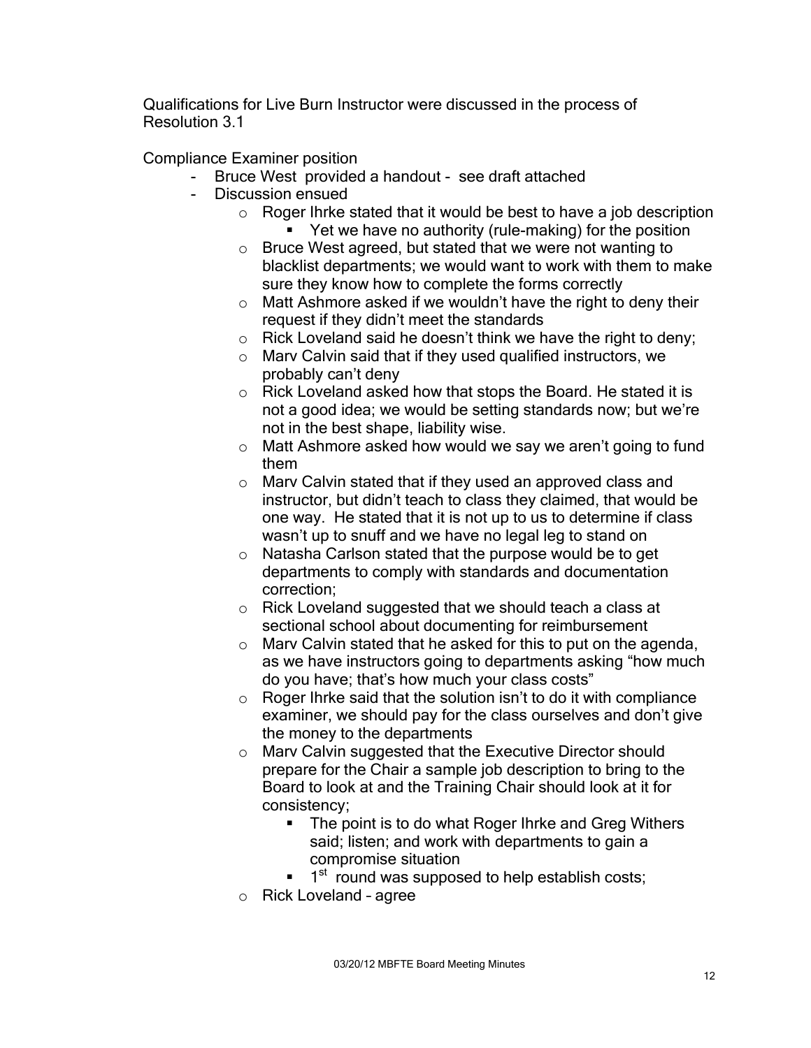Qualifications for Live Burn Instructor were discussed in the process of Resolution 3.1

Compliance Examiner position

- Bruce West provided a handout - see draft attached
- Discussion ensued
  - Roger Ihrke stated that it would be best to have a job description
    - Yet we have no authority (rule-making) for the position
  - Bruce West agreed, but stated that we were not wanting to blacklist departments; we would want to work with them to make sure they know how to complete the forms correctly
  - Matt Ashmore asked if we wouldn't have the right to deny their request if they didn't meet the standards
  - Rick Loveland said he doesn't think we have the right to deny;
  - Marv Calvin said that if they used qualified instructors, we probably can't deny
  - Rick Loveland asked how that stops the Board. He stated it is not a good idea; we would be setting standards now; but we're not in the best shape, liability wise.
  - Matt Ashmore asked how would we say we aren't going to fund them
  - Marv Calvin stated that if they used an approved class and instructor, but didn't teach to class they claimed, that would be one way. He stated that it is not up to us to determine if class wasn't up to snuff and we have no legal leg to stand on
  - Natasha Carlson stated that the purpose would be to get departments to comply with standards and documentation correction;
  - Rick Loveland suggested that we should teach a class at sectional school about documenting for reimbursement
  - Marv Calvin stated that he asked for this to put on the agenda, as we have instructors going to departments asking "how much do you have; that's how much your class costs"
  - Roger Ihrke said that the solution isn't to do it with compliance examiner, we should pay for the class ourselves and don't give the money to the departments
  - Marv Calvin suggested that the Executive Director should prepare for the Chair a sample job description to bring to the Board to look at and the Training Chair should look at it for consistency;
    - The point is to do what Roger Ihrke and Greg Withers said; listen; and work with departments to gain a compromise situation
    - 1st round was supposed to help establish costs;
  - Rick Loveland – agree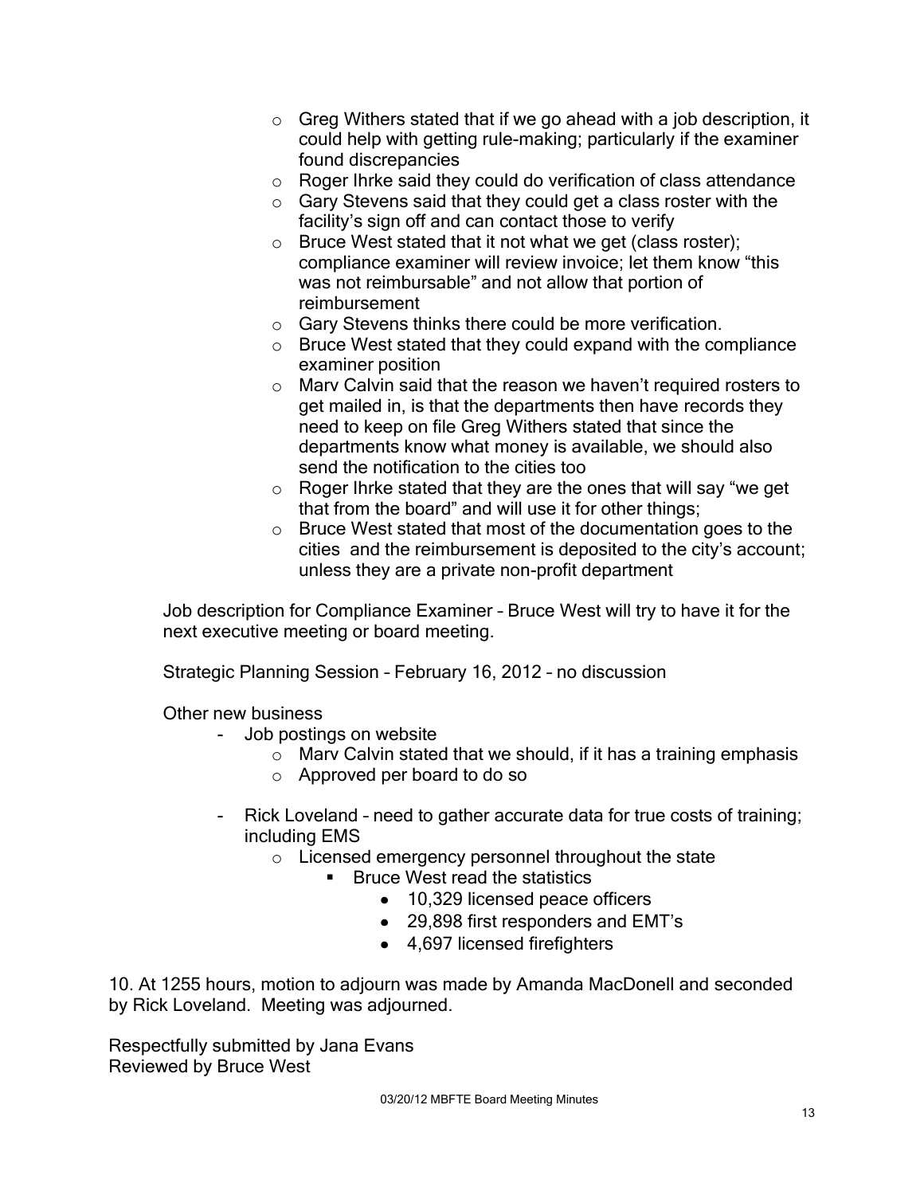- Greg Withers stated that if we go ahead with a job description, it could help with getting rule-making; particularly if the examiner found discrepancies
- Roger Ihrke said they could do verification of class attendance
- Gary Stevens said that they could get a class roster with the facility's sign off and can contact those to verify
- Bruce West stated that it not what we get (class roster); compliance examiner will review invoice; let them know "this was not reimbursable" and not allow that portion of reimbursement
- Gary Stevens thinks there could be more verification.
- Bruce West stated that they could expand with the compliance examiner position
- Marv Calvin said that the reason we haven't required rosters to get mailed in, is that the departments then have records they need to keep on file Greg Withers stated that since the departments know what money is available, we should also send the notification to the cities too
- Roger Ihrke stated that they are the ones that will say "we get that from the board" and will use it for other things;
- Bruce West stated that most of the documentation goes to the cities and the reimbursement is deposited to the city's account; unless they are a private non-profit department

Job description for Compliance Examiner – Bruce West will try to have it for the next executive meeting or board meeting.

Strategic Planning Session – February 16, 2012 – no discussion

Other new business

- Job postings on website
  - Marv Calvin stated that we should, if it has a training emphasis
  - Approved per board to do so
- Rick Loveland – need to gather accurate data for true costs of training; including EMS
  - Licensed emergency personnel throughout the state
    - Bruce West read the statistics
      - 10,329 licensed peace officers
      - 29,898 first responders and EMT's
      - 4,697 licensed firefighters

10. At 1255 hours, motion to adjourn was made by Amanda MacDonell and seconded by Rick Loveland. Meeting was adjourned.

Respectfully submitted by Jana Evans
Reviewed by Bruce West